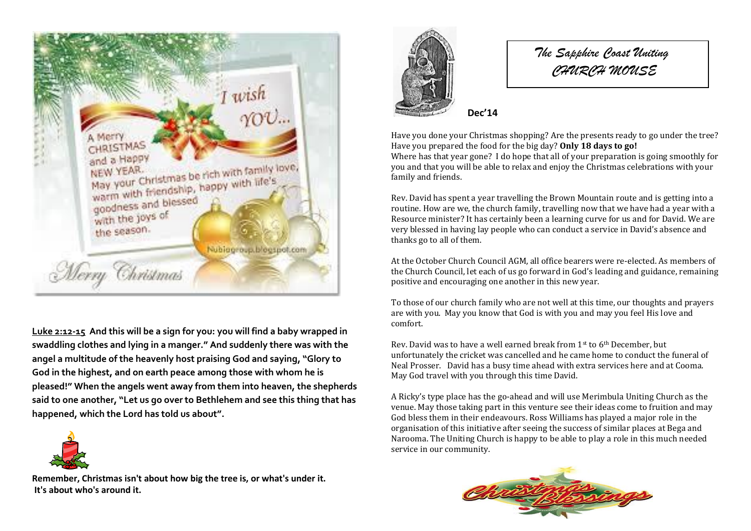**Luke 2:12-15 And this will be a sign for you: you will find a baby wrapped in swaddling clothes and lying in a manger." And suddenly there was with the angel a multitude of the heavenly host praising God and saying, "Glory to God in the highest, and on earth peace among those with whom he is pleased!" When the angels went away from them into heaven, the shepherds said to one another, "Let us go over to Bethlehem and see this thing that has happened, which the Lord has told us about".**

**Remember, Christmas isn't about how big the tree is, or what's under it. It's about who's around it.**

# *The Sapphire Coast Uniting CHURCH MOUSE*

**Dec'14**

Have you done your Christmas shopping? Are the presents ready to go under the tree? Have you prepared the food for the big day? **Only 18 days to go!**
Where has that year gone? I do hope that all of your preparation is going smoothly for you and that you will be able to relax and enjoy the Christmas celebrations with your family and friends.

Rev. David has spent a year travelling the Brown Mountain route and is getting into a routine. How are we, the church family, travelling now that we have had a year with a Resource minister? It has certainly been a learning curve for us and for David. We are very blessed in having lay people who can conduct a service in David's absence and thanks go to all of them.

At the October Church Council AGM, all office bearers were re-elected. As members of the Church Council, let each of us go forward in God's leading and guidance, remaining positive and encouraging one another in this new year.

To those of our church family who are not well at this time, our thoughts and prayers are with you. May you know that God is with you and may you feel His love and comfort.

Rev. David was to have a well earned break from 1st to 6th December, but unfortunately the cricket was cancelled and he came home to conduct the funeral of Neal Prosser. David has a busy time ahead with extra services here and at Cooma. May God travel with you through this time David.

A Ricky's type place has the go-ahead and will use Merimbula Uniting Church as the venue. May those taking part in this venture see their ideas come to fruition and may God bless them in their endeavours. Ross Williams has played a major role in the organisation of this initiative after seeing the success of similar places at Bega and Narooma. The Uniting Church is happy to be able to play a role in this much needed service in our community.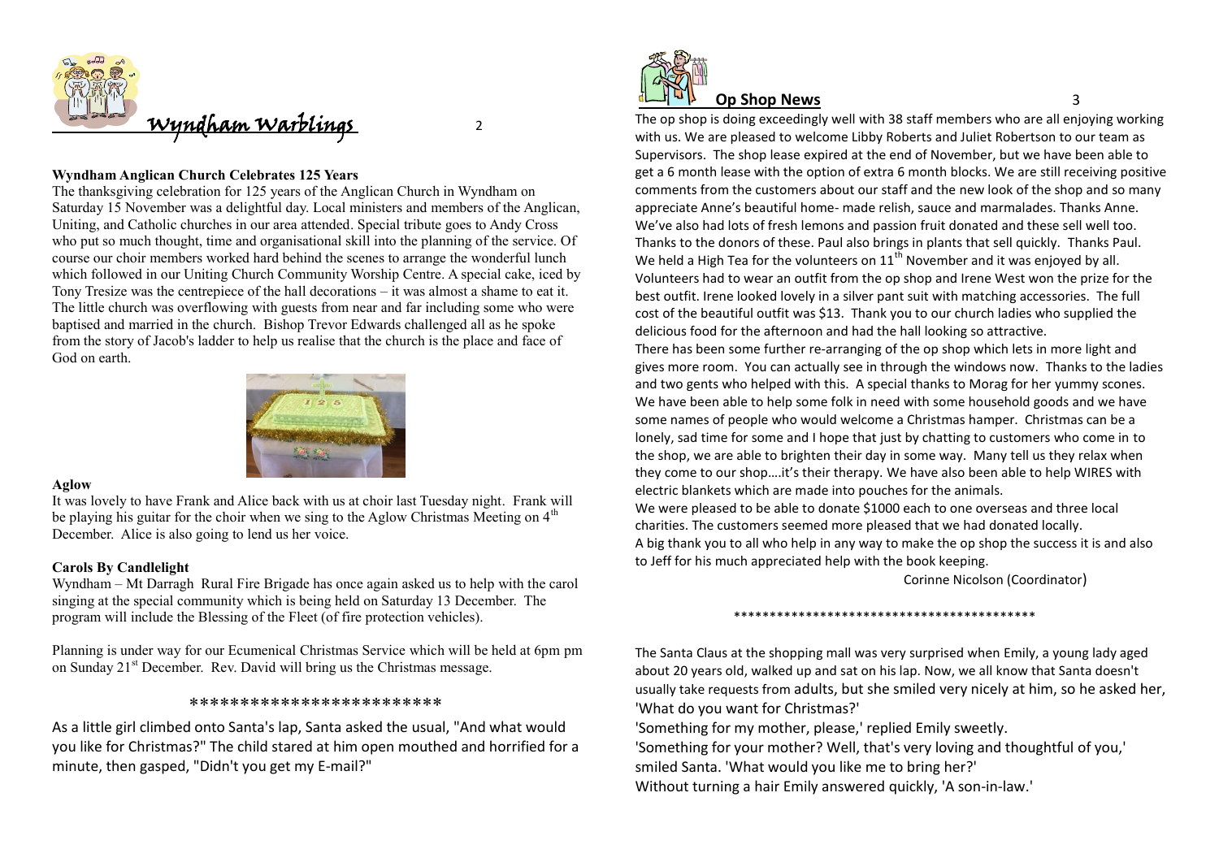# Wyndham Warblings

### Wyndham Anglican Church Celebrates 125 Years

The thanksgiving celebration for 125 years of the Anglican Church in Wyndham on Saturday 15 November was a delightful day. Local ministers and members of the Anglican, Uniting, and Catholic churches in our area attended. Special tribute goes to Andy Cross who put so much thought, time and organisational skill into the planning of the service. Of course our choir members worked hard behind the scenes to arrange the wonderful lunch which followed in our Uniting Church Community Worship Centre. A special cake, iced by Tony Tresize was the centrepiece of the hall decorations – it was almost a shame to eat it. The little church was overflowing with guests from near and far including some who were baptised and married in the church. Bishop Trevor Edwards challenged all as he spoke from the story of Jacob's ladder to help us realise that the church is the place and face of God on earth.

### Aglow

It was lovely to have Frank and Alice back with us at choir last Tuesday night. Frank will be playing his guitar for the choir when we sing to the Aglow Christmas Meeting on 4th December. Alice is also going to lend us her voice.

### Carols By Candlelight

Wyndham – Mt Darragh Rural Fire Brigade has once again asked us to help with the carol singing at the special community which is being held on Saturday 13 December. The program will include the Blessing of the Fleet (of fire protection vehicles).

Planning is under way for our Ecumenical Christmas Service which will be held at 6pm pm on Sunday 21st December. Rev. David will bring us the Christmas message.

\*\*\*\*\*\*\*\*\*\*\*\*\*\*\*\*\*\*\*\*\*\*\*\*\*

As a little girl climbed onto Santa's lap, Santa asked the usual, "And what would you like for Christmas?" The child stared at him open mouthed and horrified for a minute, then gasped, "Didn't you get my E-mail?"

## Op Shop News

The op shop is doing exceedingly well with 38 staff members who are all enjoying working with us. We are pleased to welcome Libby Roberts and Juliet Robertson to our team as Supervisors. The shop lease expired at the end of November, but we have been able to get a 6 month lease with the option of extra 6 month blocks. We are still receiving positive comments from the customers about our staff and the new look of the shop and so many appreciate Anne's beautiful home- made relish, sauce and marmalades. Thanks Anne. We've also had lots of fresh lemons and passion fruit donated and these sell well too. Thanks to the donors of these. Paul also brings in plants that sell quickly. Thanks Paul. We held a High Tea for the volunteers on 11th November and it was enjoyed by all. Volunteers had to wear an outfit from the op shop and Irene West won the prize for the best outfit. Irene looked lovely in a silver pant suit with matching accessories. The full cost of the beautiful outfit was $13. Thank you to our church ladies who supplied the delicious food for the afternoon and had the hall looking so attractive.

There has been some further re-arranging of the op shop which lets in more light and gives more room. You can actually see in through the windows now. Thanks to the ladies and two gents who helped with this. A special thanks to Morag for her yummy scones. We have been able to help some folk in need with some household goods and we have some names of people who would welcome a Christmas hamper. Christmas can be a lonely, sad time for some and I hope that just by chatting to customers who come in to the shop, we are able to brighten their day in some way. Many tell us they relax when they come to our shop….it's their therapy. We have also been able to help WIRES with electric blankets which are made into pouches for the animals.

We were pleased to be able to donate $1000 each to one overseas and three local charities. The customers seemed more pleased that we had donated locally.

A big thank you to all who help in any way to make the op shop the success it is and also to Jeff for his much appreciated help with the book keeping.

Corinne Nicolson (Coordinator)

\*\*\*\*\*\*\*\*\*\*\*\*\*\*\*\*\*\*\*\*\*\*\*\*\*\*\*\*\*\*\*\*\*\*\*\*\*\*\*\*\*\*\*\*

The Santa Claus at the shopping mall was very surprised when Emily, a young lady aged about 20 years old, walked up and sat on his lap. Now, we all know that Santa doesn't usually take requests from adults, but she smiled very nicely at him, so he asked her, 'What do you want for Christmas?'

'Something for my mother, please,' replied Emily sweetly.

'Something for your mother? Well, that's very loving and thoughtful of you,' smiled Santa. 'What would you like me to bring her?'

Without turning a hair Emily answered quickly, 'A son-in-law.'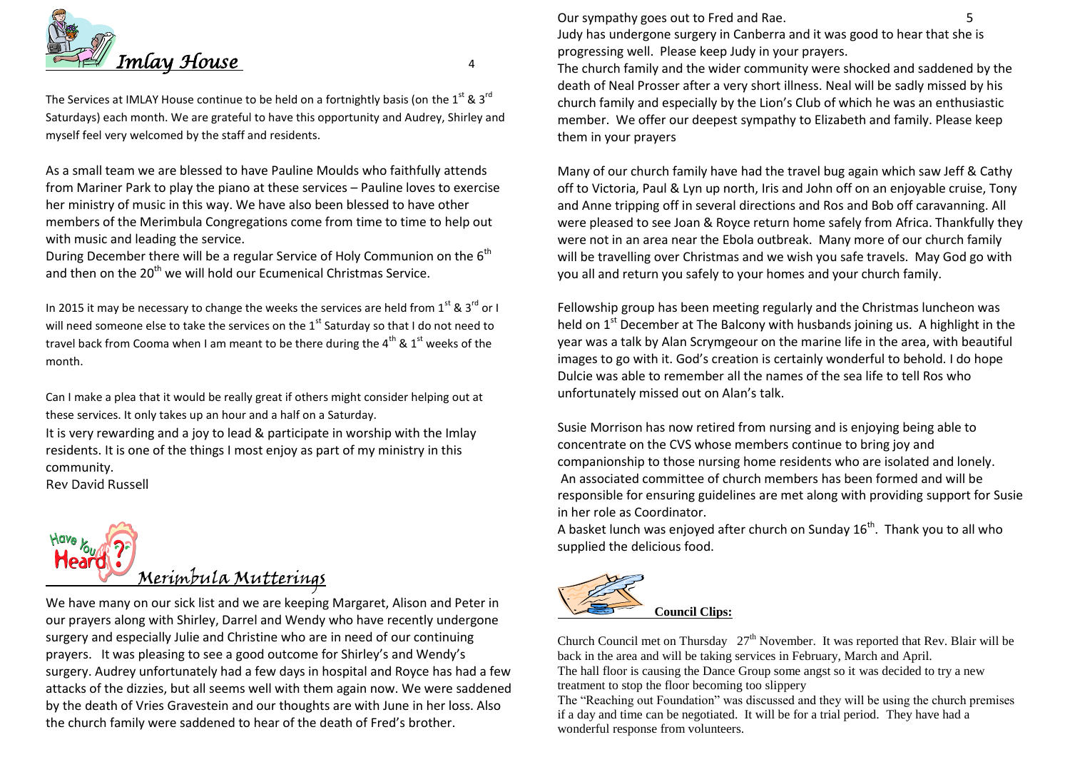## *Imlay House*

The Services at IMLAY House continue to be held on a fortnightly basis (on the 1st & 3rd Saturdays) each month. We are grateful to have this opportunity and Audrey, Shirley and myself feel very welcomed by the staff and residents.

As a small team we are blessed to have Pauline Moulds who faithfully attends from Mariner Park to play the piano at these services – Pauline loves to exercise her ministry of music in this way. We have also been blessed to have other members of the Merimbula Congregations come from time to time to help out with music and leading the service.

During December there will be a regular Service of Holy Communion on the 6th and then on the 20th we will hold our Ecumenical Christmas Service.

In 2015 it may be necessary to change the weeks the services are held from 1st & 3rd or I will need someone else to take the services on the 1st Saturday so that I do not need to travel back from Cooma when I am meant to be there during the 4th & 1st weeks of the month.

Can I make a plea that it would be really great if others might consider helping out at these services. It only takes up an hour and a half on a Saturday.

It is very rewarding and a joy to lead & participate in worship with the Imlay residents. It is one of the things I most enjoy as part of my ministry in this community.

Rev David Russell

## *Merimbula Mutterings*

We have many on our sick list and we are keeping Margaret, Alison and Peter in our prayers along with Shirley, Darrel and Wendy who have recently undergone surgery and especially Julie and Christine who are in need of our continuing prayers. It was pleasing to see a good outcome for Shirley's and Wendy's surgery. Audrey unfortunately had a few days in hospital and Royce has had a few attacks of the dizzies, but all seems well with them again now. We were saddened by the death of Vries Gravestein and our thoughts are with June in her loss. Also the church family were saddened to hear of the death of Fred's brother.

Our sympathy goes out to Fred and Rae.

Judy has undergone surgery in Canberra and it was good to hear that she is progressing well. Please keep Judy in your prayers.

The church family and the wider community were shocked and saddened by the death of Neal Prosser after a very short illness. Neal will be sadly missed by his church family and especially by the Lion's Club of which he was an enthusiastic member. We offer our deepest sympathy to Elizabeth and family. Please keep them in your prayers

Many of our church family have had the travel bug again which saw Jeff & Cathy off to Victoria, Paul & Lyn up north, Iris and John off on an enjoyable cruise, Tony and Anne tripping off in several directions and Ros and Bob off caravanning. All were pleased to see Joan & Royce return home safely from Africa. Thankfully they were not in an area near the Ebola outbreak. Many more of our church family will be travelling over Christmas and we wish you safe travels. May God go with you all and return you safely to your homes and your church family.

Fellowship group has been meeting regularly and the Christmas luncheon was held on 1st December at The Balcony with husbands joining us. A highlight in the year was a talk by Alan Scrymgeour on the marine life in the area, with beautiful images to go with it. God's creation is certainly wonderful to behold. I do hope Dulcie was able to remember all the names of the sea life to tell Ros who unfortunately missed out on Alan's talk.

Susie Morrison has now retired from nursing and is enjoying being able to concentrate on the CVS whose members continue to bring joy and companionship to those nursing home residents who are isolated and lonely. An associated committee of church members has been formed and will be responsible for ensuring guidelines are met along with providing support for Susie in her role as Coordinator.

A basket lunch was enjoyed after church on Sunday 16th. Thank you to all who supplied the delicious food.

## **Council Clips:**

Church Council met on Thursday 27th November. It was reported that Rev. Blair will be back in the area and will be taking services in February, March and April.

The hall floor is causing the Dance Group some angst so it was decided to try a new treatment to stop the floor becoming too slippery

The "Reaching out Foundation" was discussed and they will be using the church premises if a day and time can be negotiated. It will be for a trial period. They have had a wonderful response from volunteers.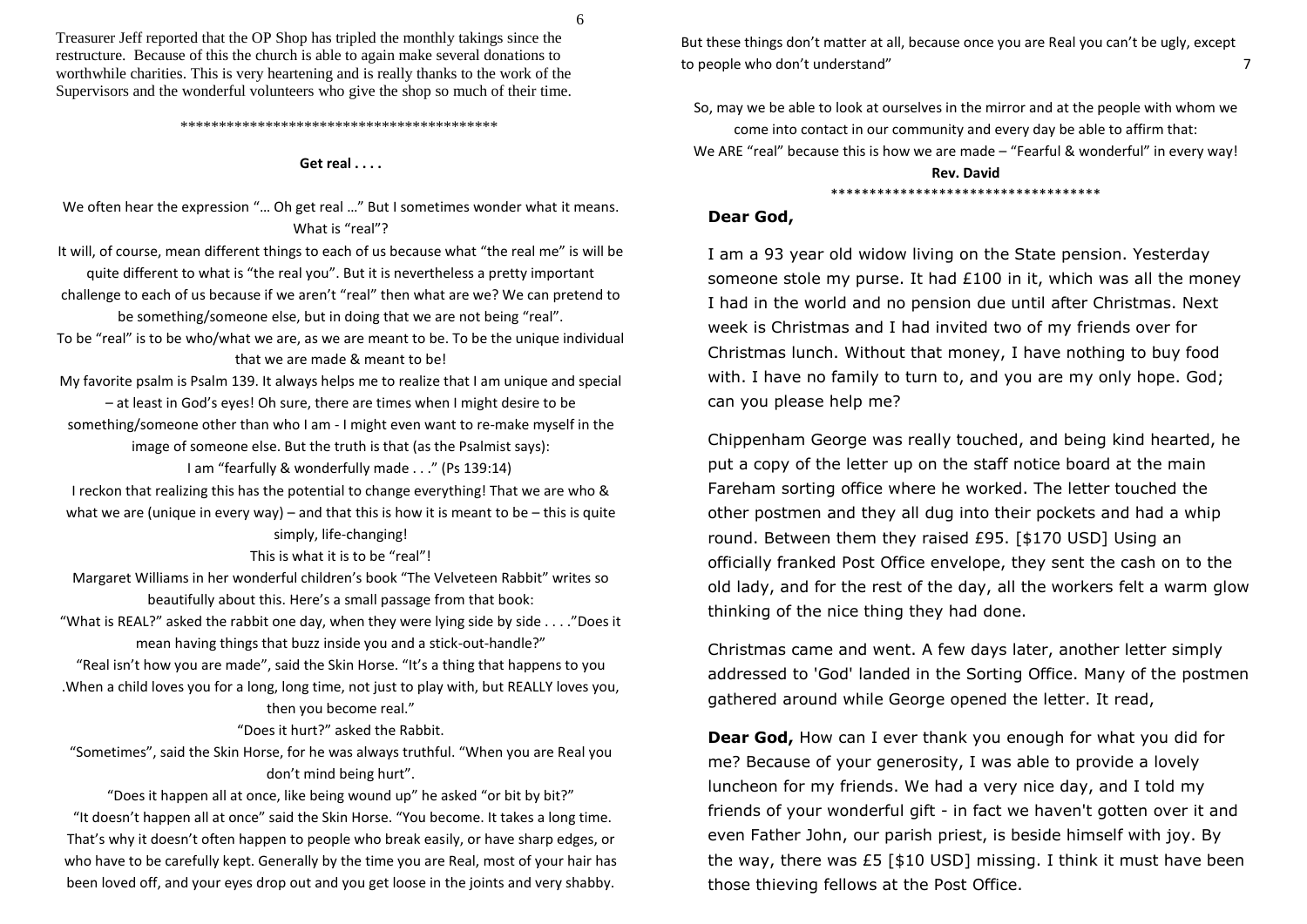Treasurer Jeff reported that the OP Shop has tripled the monthly takings since the restructure. Because of this the church is able to again make several donations to worthwhile charities. This is very heartening and is really thanks to the work of the Supervisors and the wonderful volunteers who give the shop so much of their time.

*******************************************

**Get real . . . .**

We often hear the expression "… Oh get real …" But I sometimes wonder what it means. What is "real"?

It will, of course, mean different things to each of us because what "the real me" is will be quite different to what is "the real you". But it is nevertheless a pretty important challenge to each of us because if we aren't "real" then what are we? We can pretend to be something/someone else, but in doing that we are not being "real".

To be "real" is to be who/what we are, as we are meant to be. To be the unique individual that we are made & meant to be!

My favorite psalm is Psalm 139. It always helps me to realize that I am unique and special – at least in God's eyes! Oh sure, there are times when I might desire to be something/someone other than who I am - I might even want to re-make myself in the image of someone else. But the truth is that (as the Psalmist says):

I am "fearfully & wonderfully made . . ." (Ps 139:14)

I reckon that realizing this has the potential to change everything! That we are who & what we are (unique in every way) – and that this is how it is meant to be – this is quite simply, life-changing!

This is what it is to be "real"!

Margaret Williams in her wonderful children's book "The Velveteen Rabbit" writes so beautifully about this. Here's a small passage from that book:

"What is REAL?" asked the rabbit one day, when they were lying side by side . . . ."Does it mean having things that buzz inside you and a stick-out-handle?"

"Real isn't how you are made", said the Skin Horse. "It's a thing that happens to you .When a child loves you for a long, long time, not just to play with, but REALLY loves you, then you become real."

"Does it hurt?" asked the Rabbit.

"Sometimes", said the Skin Horse, for he was always truthful. "When you are Real you don't mind being hurt".

"Does it happen all at once, like being wound up" he asked "or bit by bit?"

"It doesn't happen all at once" said the Skin Horse. "You become. It takes a long time. That's why it doesn't often happen to people who break easily, or have sharp edges, or who have to be carefully kept. Generally by the time you are Real, most of your hair has been loved off, and your eyes drop out and you get loose in the joints and very shabby. But these things don't matter at all, because once you are Real you can't be ugly, except to people who don't understand"

So, may we be able to look at ourselves in the mirror and at the people with whom we come into contact in our community and every day be able to affirm that:

We ARE "real" because this is how we are made – "Fearful & wonderful" in every way!

**Rev. David**

***********************************

**Dear God,**

I am a 93 year old widow living on the State pension. Yesterday someone stole my purse. It had £100 in it, which was all the money I had in the world and no pension due until after Christmas. Next week is Christmas and I had invited two of my friends over for Christmas lunch. Without that money, I have nothing to buy food with. I have no family to turn to, and you are my only hope. God; can you please help me?

Chippenham George was really touched, and being kind hearted, he put a copy of the letter up on the staff notice board at the main Fareham sorting office where he worked. The letter touched the other postmen and they all dug into their pockets and had a whip round. Between them they raised £95. [$170 USD] Using an officially franked Post Office envelope, they sent the cash on to the old lady, and for the rest of the day, all the workers felt a warm glow thinking of the nice thing they had done.

Christmas came and went. A few days later, another letter simply addressed to 'God' landed in the Sorting Office. Many of the postmen gathered around while George opened the letter. It read,

**Dear God,** How can I ever thank you enough for what you did for me? Because of your generosity, I was able to provide a lovely luncheon for my friends. We had a very nice day, and I told my friends of your wonderful gift - in fact we haven't gotten over it and even Father John, our parish priest, is beside himself with joy. By the way, there was £5 [$10 USD] missing. I think it must have been those thieving fellows at the Post Office.